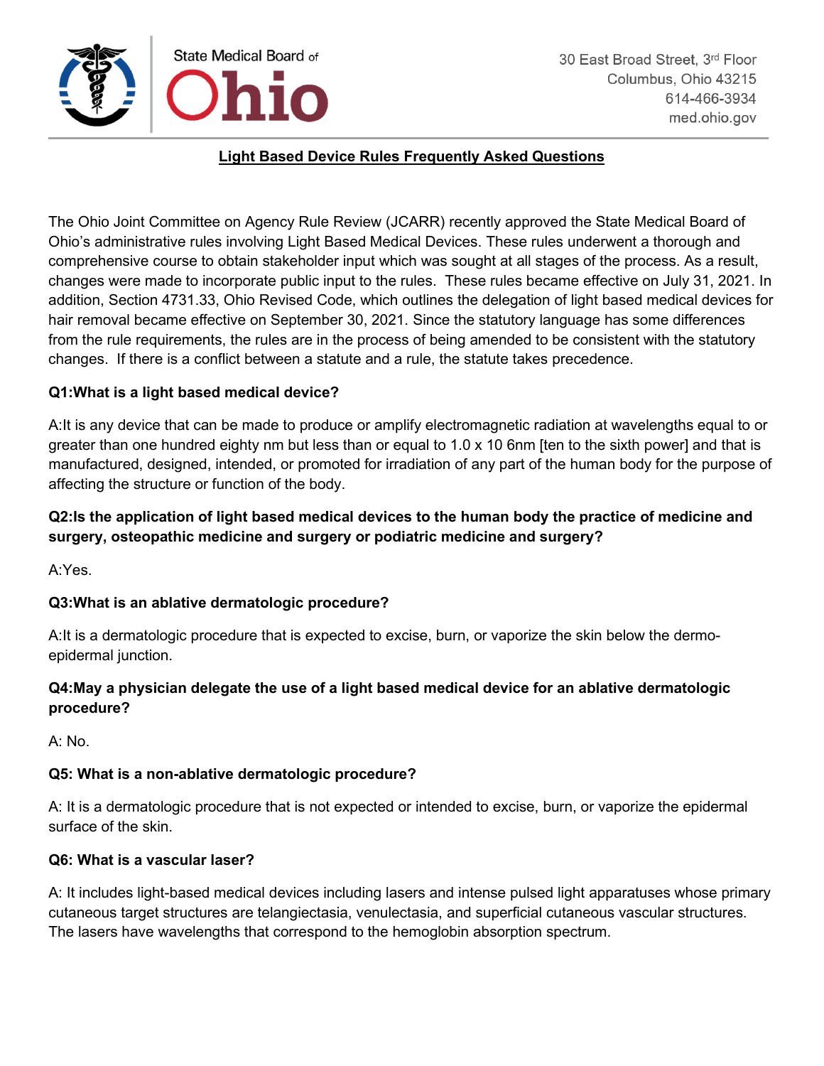State Medical Board of Ohio

30 East Broad Street, 3rd Floor
Columbus, Ohio 43215
614-466-3934
med.ohio.gov

# Light Based Device Rules Frequently Asked Questions

The Ohio Joint Committee on Agency Rule Review (JCARR) recently approved the State Medical Board of Ohio's administrative rules involving Light Based Medical Devices. These rules underwent a thorough and comprehensive course to obtain stakeholder input which was sought at all stages of the process. As a result, changes were made to incorporate public input to the rules. These rules became effective on July 31, 2021. In addition, Section 4731.33, Ohio Revised Code, which outlines the delegation of light based medical devices for hair removal became effective on September 30, 2021. Since the statutory language has some differences from the rule requirements, the rules are in the process of being amended to be consistent with the statutory changes. If there is a conflict between a statute and a rule, the statute takes precedence.

**Q1:What is a light based medical device?**

A:It is any device that can be made to produce or amplify electromagnetic radiation at wavelengths equal to or greater than one hundred eighty nm but less than or equal to 1.0 x 10 6nm [ten to the sixth power] and that is manufactured, designed, intended, or promoted for irradiation of any part of the human body for the purpose of affecting the structure or function of the body.

**Q2:Is the application of light based medical devices to the human body the practice of medicine and surgery, osteopathic medicine and surgery or podiatric medicine and surgery?**

A:Yes.

**Q3:What is an ablative dermatologic procedure?**

A:It is a dermatologic procedure that is expected to excise, burn, or vaporize the skin below the dermo-epidermal junction.

**Q4:May a physician delegate the use of a light based medical device for an ablative dermatologic procedure?**

A: No.

**Q5: What is a non-ablative dermatologic procedure?**

A: It is a dermatologic procedure that is not expected or intended to excise, burn, or vaporize the epidermal surface of the skin.

**Q6: What is a vascular laser?**

A: It includes light-based medical devices including lasers and intense pulsed light apparatuses whose primary cutaneous target structures are telangiectasia, venulectasia, and superficial cutaneous vascular structures. The lasers have wavelengths that correspond to the hemoglobin absorption spectrum.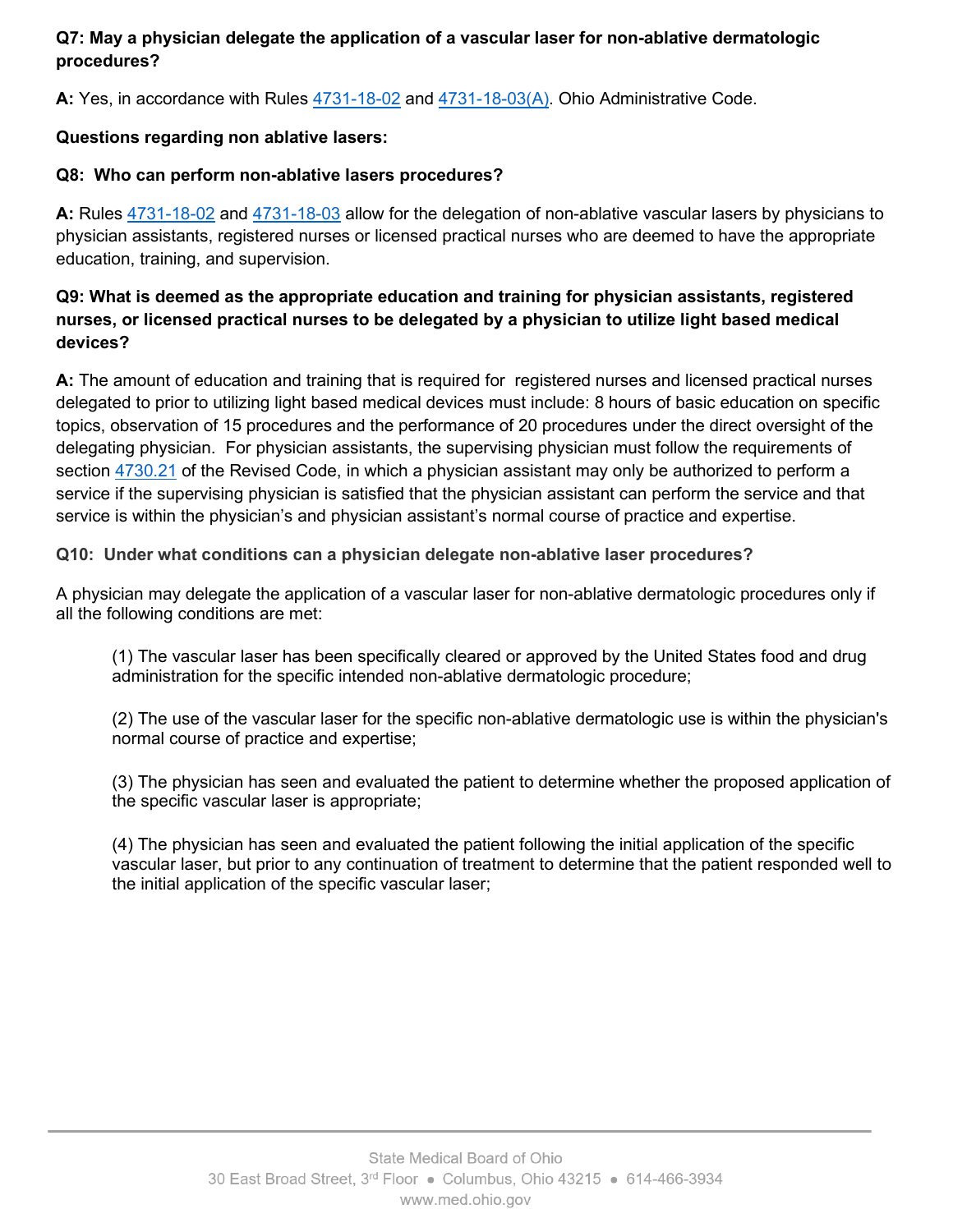**Q7: May a physician delegate the application of a vascular laser for non-ablative dermatologic procedures?**

**A:** Yes, in accordance with Rules [4731-18-02](4731-18-02) and [4731-18-03(A)](4731-18-03(A)). Ohio Administrative Code.

**Questions regarding non ablative lasers:**

**Q8: Who can perform non-ablative lasers procedures?**

**A:** Rules 4731-18-02 and 4731-18-03 allow for the delegation of non-ablative vascular lasers by physicians to physician assistants, registered nurses or licensed practical nurses who are deemed to have the appropriate education, training, and supervision.

**Q9: What is deemed as the appropriate education and training for physician assistants, registered nurses, or licensed practical nurses to be delegated by a physician to utilize light based medical devices?**

**A:** The amount of education and training that is required for registered nurses and licensed practical nurses delegated to prior to utilizing light based medical devices must include: 8 hours of basic education on specific topics, observation of 15 procedures and the performance of 20 procedures under the direct oversight of the delegating physician. For physician assistants, the supervising physician must follow the requirements of section 4730.21 of the Revised Code, in which a physician assistant may only be authorized to perform a service if the supervising physician is satisfied that the physician assistant can perform the service and that service is within the physician's and physician assistant's normal course of practice and expertise.

**Q10: Under what conditions can a physician delegate non-ablative laser procedures?**

A physician may delegate the application of a vascular laser for non-ablative dermatologic procedures only if all the following conditions are met:

(1) The vascular laser has been specifically cleared or approved by the United States food and drug administration for the specific intended non-ablative dermatologic procedure;

(2) The use of the vascular laser for the specific non-ablative dermatologic use is within the physician's normal course of practice and expertise;

(3) The physician has seen and evaluated the patient to determine whether the proposed application of the specific vascular laser is appropriate;

(4) The physician has seen and evaluated the patient following the initial application of the specific vascular laser, but prior to any continuation of treatment to determine that the patient responded well to the initial application of the specific vascular laser;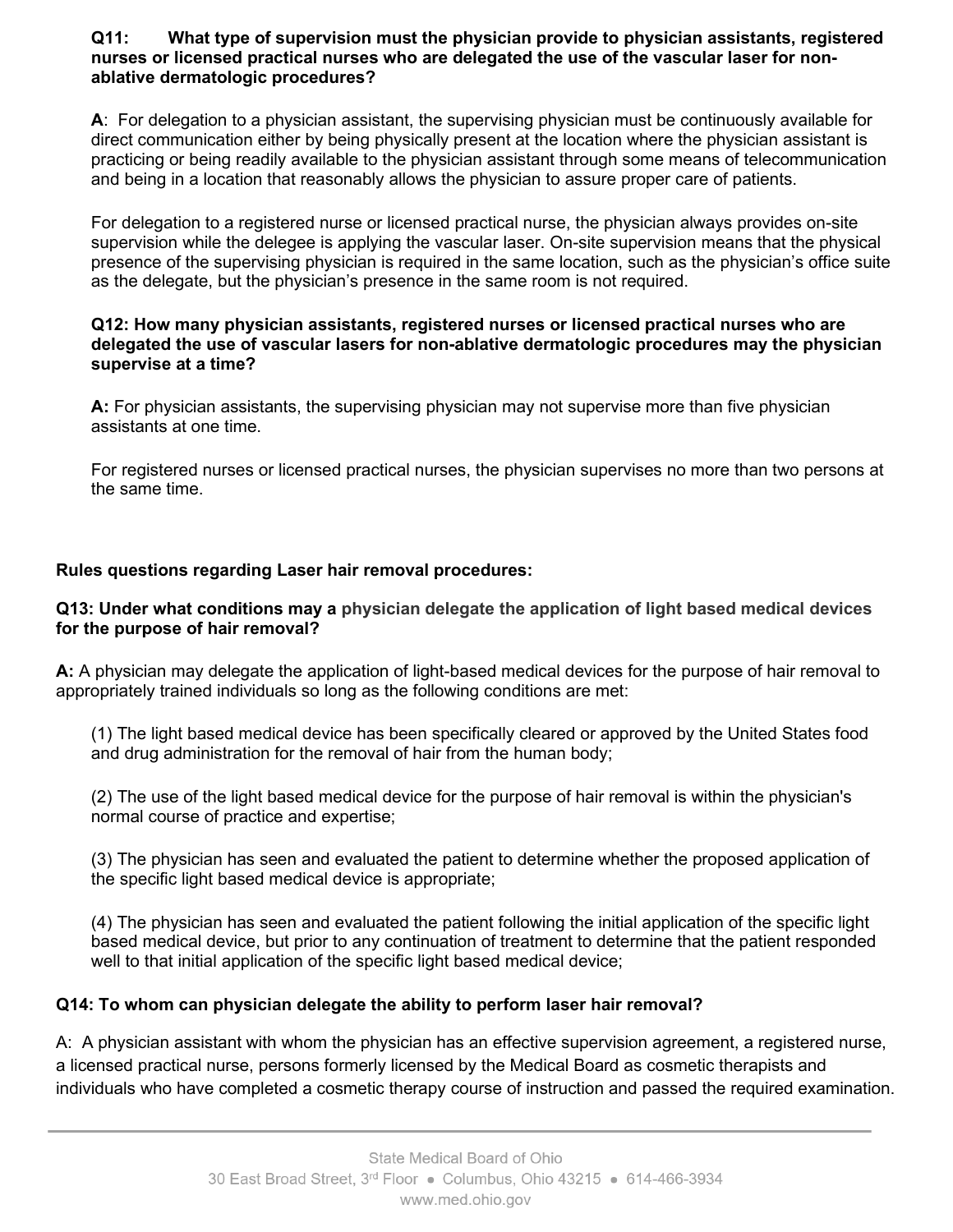**Q11: What type of supervision must the physician provide to physician assistants, registered nurses or licensed practical nurses who are delegated the use of the vascular laser for non-ablative dermatologic procedures?**

**A**: For delegation to a physician assistant, the supervising physician must be continuously available for direct communication either by being physically present at the location where the physician assistant is practicing or being readily available to the physician assistant through some means of telecommunication and being in a location that reasonably allows the physician to assure proper care of patients.

For delegation to a registered nurse or licensed practical nurse, the physician always provides on-site supervision while the delegee is applying the vascular laser. On-site supervision means that the physical presence of the supervising physician is required in the same location, such as the physician's office suite as the delegate, but the physician's presence in the same room is not required.

**Q12: How many physician assistants, registered nurses or licensed practical nurses who are delegated the use of vascular lasers for non-ablative dermatologic procedures may the physician supervise at a time?**

**A:** For physician assistants, the supervising physician may not supervise more than five physician assistants at one time.

For registered nurses or licensed practical nurses, the physician supervises no more than two persons at the same time.

**Rules questions regarding Laser hair removal procedures:**

**Q13: Under what conditions may a physician delegate the application of light based medical devices for the purpose of hair removal?**

**A:** A physician may delegate the application of light-based medical devices for the purpose of hair removal to appropriately trained individuals so long as the following conditions are met:

(1) The light based medical device has been specifically cleared or approved by the United States food and drug administration for the removal of hair from the human body;

(2) The use of the light based medical device for the purpose of hair removal is within the physician's normal course of practice and expertise;

(3) The physician has seen and evaluated the patient to determine whether the proposed application of the specific light based medical device is appropriate;

(4) The physician has seen and evaluated the patient following the initial application of the specific light based medical device, but prior to any continuation of treatment to determine that the patient responded well to that initial application of the specific light based medical device;

**Q14: To whom can physician delegate the ability to perform laser hair removal?**

A: A physician assistant with whom the physician has an effective supervision agreement, a registered nurse, a licensed practical nurse, persons formerly licensed by the Medical Board as cosmetic therapists and individuals who have completed a cosmetic therapy course of instruction and passed the required examination.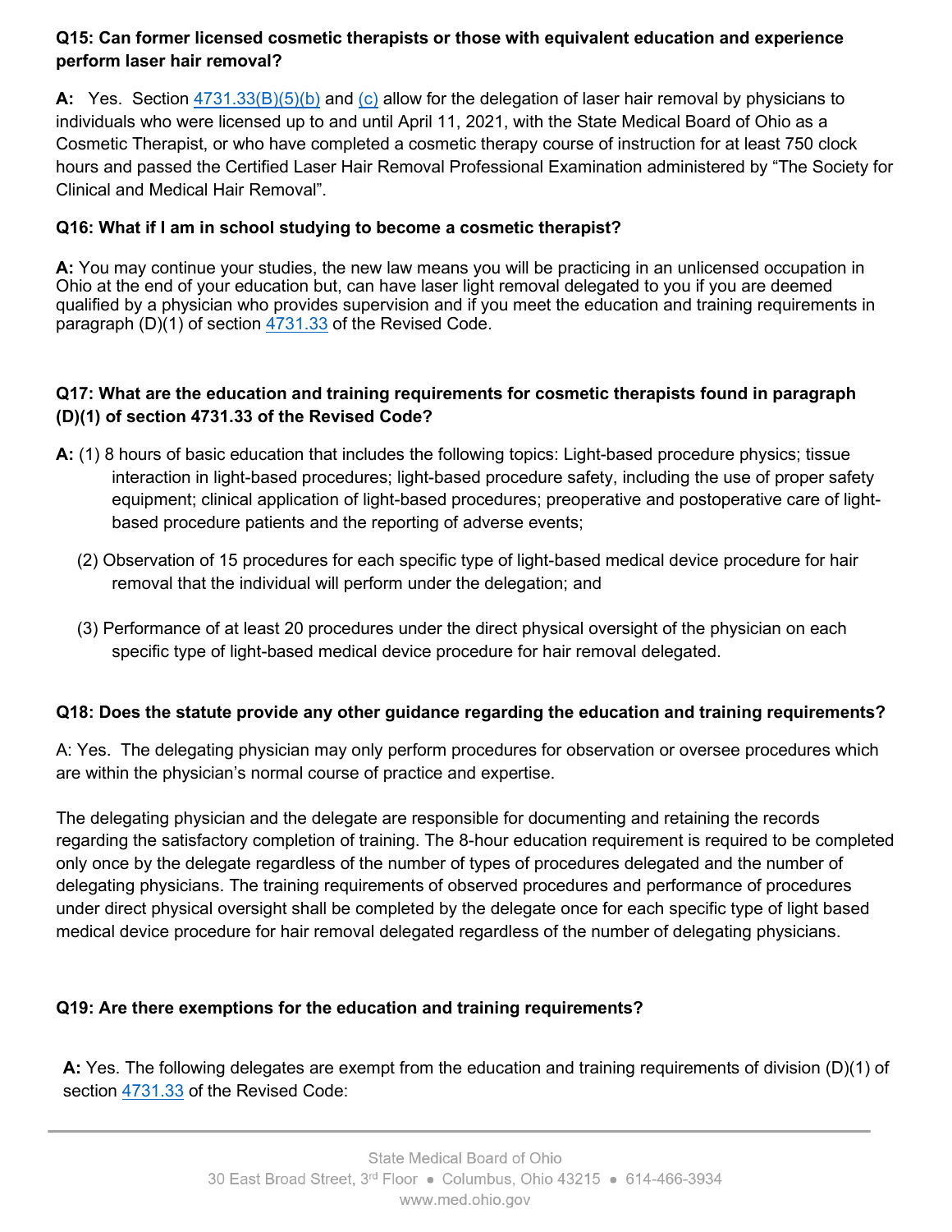**Q15: Can former licensed cosmetic therapists or those with equivalent education and experience perform laser hair removal?**

**A:** Yes. Section 4731.33(B)(5)(b) and (c) allow for the delegation of laser hair removal by physicians to individuals who were licensed up to and until April 11, 2021, with the State Medical Board of Ohio as a Cosmetic Therapist, or who have completed a cosmetic therapy course of instruction for at least 750 clock hours and passed the Certified Laser Hair Removal Professional Examination administered by "The Society for Clinical and Medical Hair Removal".

**Q16: What if I am in school studying to become a cosmetic therapist?**

**A:** You may continue your studies, the new law means you will be practicing in an unlicensed occupation in Ohio at the end of your education but, can have laser light removal delegated to you if you are deemed qualified by a physician who provides supervision and if you meet the education and training requirements in paragraph (D)(1) of section 4731.33 of the Revised Code.

**Q17: What are the education and training requirements for cosmetic therapists found in paragraph (D)(1) of section 4731.33 of the Revised Code?**

**A:** (1) 8 hours of basic education that includes the following topics: Light-based procedure physics; tissue interaction in light-based procedures; light-based procedure safety, including the use of proper safety equipment; clinical application of light-based procedures; preoperative and postoperative care of light-based procedure patients and the reporting of adverse events;

(2) Observation of 15 procedures for each specific type of light-based medical device procedure for hair removal that the individual will perform under the delegation; and

(3) Performance of at least 20 procedures under the direct physical oversight of the physician on each specific type of light-based medical device procedure for hair removal delegated.

**Q18: Does the statute provide any other guidance regarding the education and training requirements?**

A: Yes. The delegating physician may only perform procedures for observation or oversee procedures which are within the physician's normal course of practice and expertise.

The delegating physician and the delegate are responsible for documenting and retaining the records regarding the satisfactory completion of training. The 8-hour education requirement is required to be completed only once by the delegate regardless of the number of types of procedures delegated and the number of delegating physicians. The training requirements of observed procedures and performance of procedures under direct physical oversight shall be completed by the delegate once for each specific type of light based medical device procedure for hair removal delegated regardless of the number of delegating physicians.

**Q19: Are there exemptions for the education and training requirements?**

**A:** Yes. The following delegates are exempt from the education and training requirements of division (D)(1) of section 4731.33 of the Revised Code: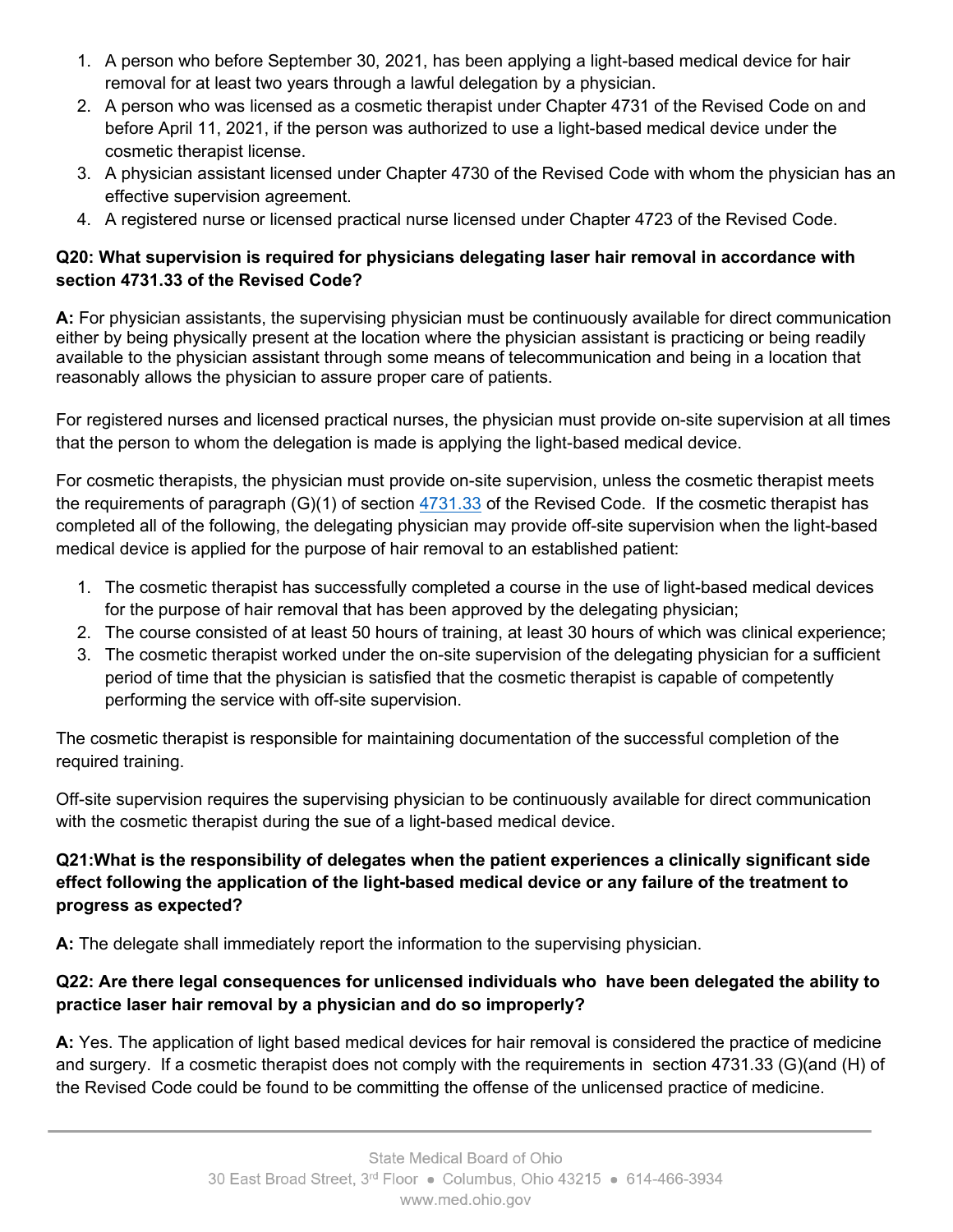1. A person who before September 30, 2021, has been applying a light-based medical device for hair removal for at least two years through a lawful delegation by a physician.
2. A person who was licensed as a cosmetic therapist under Chapter 4731 of the Revised Code on and before April 11, 2021, if the person was authorized to use a light-based medical device under the cosmetic therapist license.
3. A physician assistant licensed under Chapter 4730 of the Revised Code with whom the physician has an effective supervision agreement.
4. A registered nurse or licensed practical nurse licensed under Chapter 4723 of the Revised Code.

**Q20: What supervision is required for physicians delegating laser hair removal in accordance with section 4731.33 of the Revised Code?**

**A:** For physician assistants, the supervising physician must be continuously available for direct communication either by being physically present at the location where the physician assistant is practicing or being readily available to the physician assistant through some means of telecommunication and being in a location that reasonably allows the physician to assure proper care of patients.

For registered nurses and licensed practical nurses, the physician must provide on-site supervision at all times that the person to whom the delegation is made is applying the light-based medical device.

For cosmetic therapists, the physician must provide on-site supervision, unless the cosmetic therapist meets the requirements of paragraph (G)(1) of section 4731.33 of the Revised Code. If the cosmetic therapist has completed all of the following, the delegating physician may provide off-site supervision when the light-based medical device is applied for the purpose of hair removal to an established patient:

1. The cosmetic therapist has successfully completed a course in the use of light-based medical devices for the purpose of hair removal that has been approved by the delegating physician;
2. The course consisted of at least 50 hours of training, at least 30 hours of which was clinical experience;
3. The cosmetic therapist worked under the on-site supervision of the delegating physician for a sufficient period of time that the physician is satisfied that the cosmetic therapist is capable of competently performing the service with off-site supervision.

The cosmetic therapist is responsible for maintaining documentation of the successful completion of the required training.

Off-site supervision requires the supervising physician to be continuously available for direct communication with the cosmetic therapist during the sue of a light-based medical device.

**Q21:What is the responsibility of delegates when the patient experiences a clinically significant side effect following the application of the light-based medical device or any failure of the treatment to progress as expected?**

**A:** The delegate shall immediately report the information to the supervising physician.

**Q22: Are there legal consequences for unlicensed individuals who have been delegated the ability to practice laser hair removal by a physician and do so improperly?**

**A:** Yes. The application of light based medical devices for hair removal is considered the practice of medicine and surgery. If a cosmetic therapist does not comply with the requirements in section 4731.33 (G)(and (H) of the Revised Code could be found to be committing the offense of the unlicensed practice of medicine.